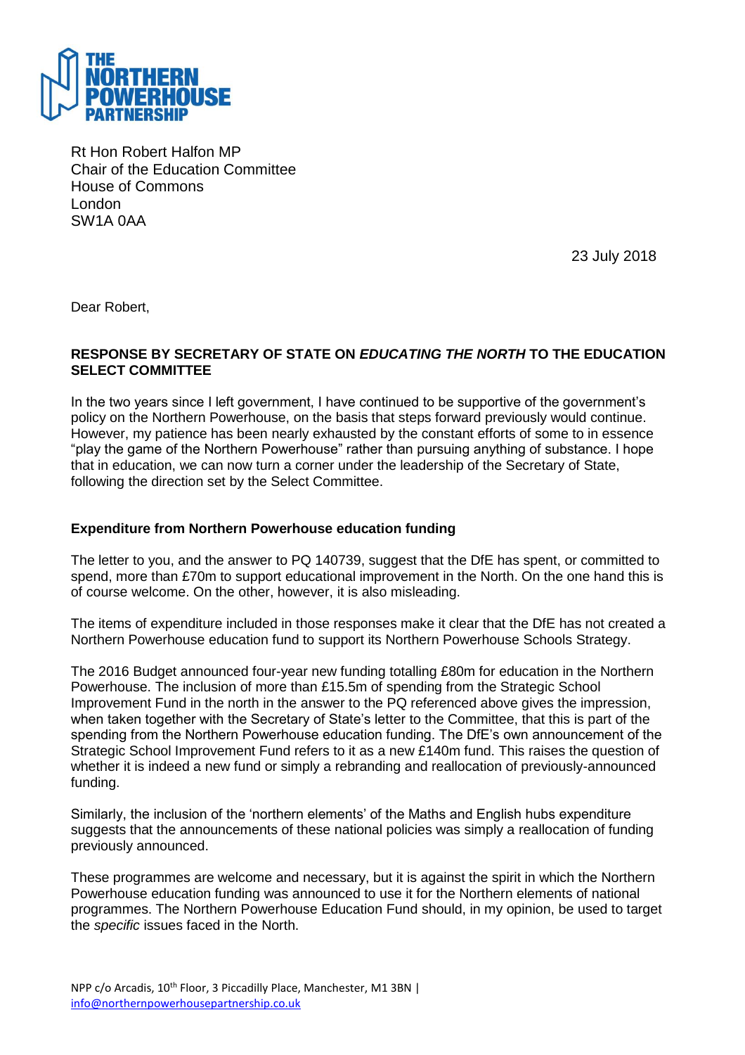THE NORTHERN POWERHOUSE PARTNERSHIP

Rt Hon Robert Halfon MP
Chair of the Education Committee
House of Commons
London
SW1A 0AA

23 July 2018

Dear Robert,

**RESPONSE BY SECRETARY OF STATE ON *EDUCATING THE NORTH* TO THE EDUCATION SELECT COMMITTEE**

In the two years since I left government, I have continued to be supportive of the government's policy on the Northern Powerhouse, on the basis that steps forward previously would continue. However, my patience has been nearly exhausted by the constant efforts of some to in essence "play the game of the Northern Powerhouse" rather than pursuing anything of substance. I hope that in education, we can now turn a corner under the leadership of the Secretary of State, following the direction set by the Select Committee.

**Expenditure from Northern Powerhouse education funding**

The letter to you, and the answer to PQ 140739, suggest that the DfE has spent, or committed to spend, more than £70m to support educational improvement in the North. On the one hand this is of course welcome. On the other, however, it is also misleading.

The items of expenditure included in those responses make it clear that the DfE has not created a Northern Powerhouse education fund to support its Northern Powerhouse Schools Strategy.

The 2016 Budget announced four-year new funding totalling £80m for education in the Northern Powerhouse. The inclusion of more than £15.5m of spending from the Strategic School Improvement Fund in the north in the answer to the PQ referenced above gives the impression, when taken together with the Secretary of State's letter to the Committee, that this is part of the spending from the Northern Powerhouse education funding. The DfE's own announcement of the Strategic School Improvement Fund refers to it as a new £140m fund. This raises the question of whether it is indeed a new fund or simply a rebranding and reallocation of previously-announced funding.

Similarly, the inclusion of the 'northern elements' of the Maths and English hubs expenditure suggests that the announcements of these national policies was simply a reallocation of funding previously announced.

These programmes are welcome and necessary, but it is against the spirit in which the Northern Powerhouse education funding was announced to use it for the Northern elements of national programmes. The Northern Powerhouse Education Fund should, in my opinion, be used to target the *specific* issues faced in the North.

NPP c/o Arcadis, 10th Floor, 3 Piccadilly Place, Manchester, M1 3BN | info@northernpowerhousepartnership.co.uk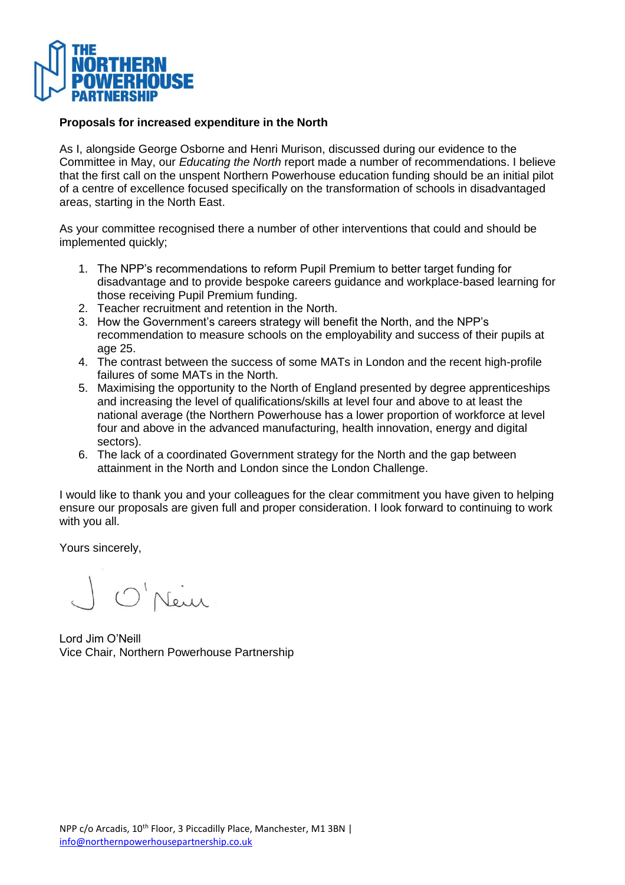**Proposals for increased expenditure in the North**

As I, alongside George Osborne and Henri Murison, discussed during our evidence to the Committee in May, our *Educating the North* report made a number of recommendations. I believe that the first call on the unspent Northern Powerhouse education funding should be an initial pilot of a centre of excellence focused specifically on the transformation of schools in disadvantaged areas, starting in the North East.

As your committee recognised there a number of other interventions that could and should be implemented quickly;

1. The NPP's recommendations to reform Pupil Premium to better target funding for disadvantage and to provide bespoke careers guidance and workplace-based learning for those receiving Pupil Premium funding.
2. Teacher recruitment and retention in the North.
3. How the Government's careers strategy will benefit the North, and the NPP's recommendation to measure schools on the employability and success of their pupils at age 25.
4. The contrast between the success of some MATs in London and the recent high-profile failures of some MATs in the North.
5. Maximising the opportunity to the North of England presented by degree apprenticeships and increasing the level of qualifications/skills at level four and above to at least the national average (the Northern Powerhouse has a lower proportion of workforce at level four and above in the advanced manufacturing, health innovation, energy and digital sectors).
6. The lack of a coordinated Government strategy for the North and the gap between attainment in the North and London since the London Challenge.

I would like to thank you and your colleagues for the clear commitment you have given to helping ensure our proposals are given full and proper consideration. I look forward to continuing to work with you all.

Yours sincerely,

J O'Neill

Lord Jim O'Neill
Vice Chair, Northern Powerhouse Partnership

NPP c/o Arcadis, 10th Floor, 3 Piccadilly Place, Manchester, M1 3BN | info@northernpowerhousepartnership.co.uk